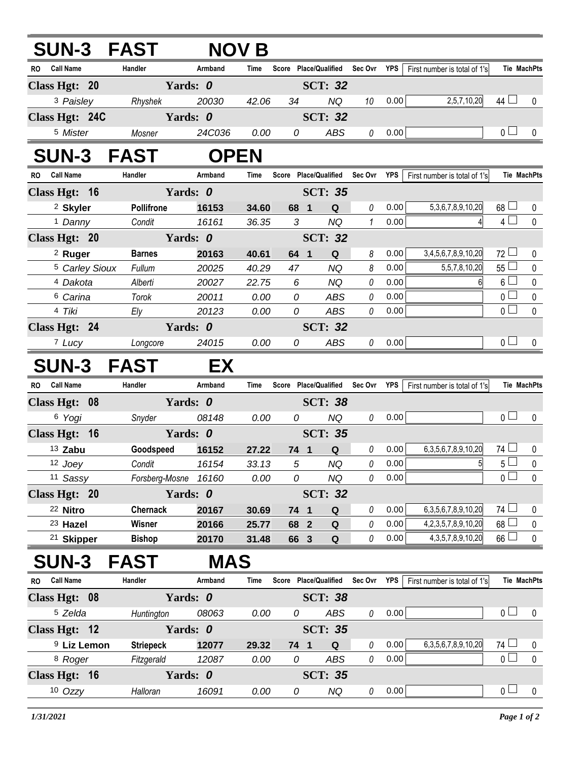## SUN-3 FAST NOV B

| RO | Call Name | Handler | Armband | Time | Score | Place/Qualified | Sec Ovr | YPS | First number is total of 1's | Tie | MachPts |
|---|---|---|---|---|---|---|---|---|---|---|---|
| **Class Hgt: 20** | | **Yards: 0** | | | | **SCT: 32** | | | | | |
| 3 | Paisley | Rhyshek | 20030 | 42.06 | 34 | NQ | 10 | 0.00 | 2,5,7,10,20 | 44 | 0 |
| **Class Hgt: 24C** | | **Yards: 0** | | | | **SCT: 32** | | | | | |
| 5 | Mister | Mosner | 24C036 | 0.00 | 0 | ABS | 0 | 0.00 | | 0 | 0 |

## SUN-3 FAST OPEN

| RO | Call Name | Handler | Armband | Time | Score | Place/Qualified | Sec Ovr | YPS | First number is total of 1's | Tie | MachPts |
|---|---|---|---|---|---|---|---|---|---|---|---|
| **Class Hgt: 16** | | **Yards: 0** | | | | **SCT: 35** | | | | | |
| 2 | **Skyler** | **Pollifrone** | **16153** | **34.60** | **68** | **1 Q** | 0 | 0.00 | 5,3,6,7,8,9,10,20 | 68 | 0 |
| 1 | Danny | Condit | 16161 | 36.35 | 3 | NQ | 1 | 0.00 | 4 | 4 | 0 |
| **Class Hgt: 20** | | **Yards: 0** | | | | **SCT: 32** | | | | | |
| 2 | **Ruger** | **Barnes** | **20163** | **40.61** | **64** | **1 Q** | 8 | 0.00 | 3,4,5,6,7,8,9,10,20 | 72 | 0 |
| 5 | Carley Sioux | Fullum | 20025 | 40.29 | 47 | NQ | 8 | 0.00 | 5,5,7,8,10,20 | 55 | 0 |
| 4 | Dakota | Alberti | 20027 | 22.75 | 6 | NQ | 0 | 0.00 | 6 | 6 | 0 |
| 6 | Carina | Torok | 20011 | 0.00 | 0 | ABS | 0 | 0.00 | | 0 | 0 |
| 4 | Tiki | Ely | 20123 | 0.00 | 0 | ABS | 0 | 0.00 | | 0 | 0 |
| **Class Hgt: 24** | | **Yards: 0** | | | | **SCT: 32** | | | | | |
| 7 | Lucy | Longcore | 24015 | 0.00 | 0 | ABS | 0 | 0.00 | | 0 | 0 |

## SUN-3 FAST EX

| RO | Call Name | Handler | Armband | Time | Score | Place/Qualified | Sec Ovr | YPS | First number is total of 1's | Tie | MachPts |
|---|---|---|---|---|---|---|---|---|---|---|---|
| **Class Hgt: 08** | | **Yards: 0** | | | | **SCT: 38** | | | | | |
| 6 | Yogi | Snyder | 08148 | 0.00 | 0 | NQ | 0 | 0.00 | | 0 | 0 |
| **Class Hgt: 16** | | **Yards: 0** | | | | **SCT: 35** | | | | | |
| 13 | **Zabu** | **Goodspeed** | **16152** | **27.22** | **74** | **1 Q** | 0 | 0.00 | 6,3,5,6,7,8,9,10,20 | 74 | 0 |
| 12 | Joey | Condit | 16154 | 33.13 | 5 | NQ | 0 | 0.00 | 5 | 5 | 0 |
| 11 | Sassy | Forsberg-Mosne | 16160 | 0.00 | 0 | NQ | 0 | 0.00 | | 0 | 0 |
| **Class Hgt: 20** | | **Yards: 0** | | | | **SCT: 32** | | | | | |
| 22 | **Nitro** | **Chernack** | **20167** | **30.69** | **74** | **1 Q** | 0 | 0.00 | 6,3,5,6,7,8,9,10,20 | 74 | 0 |
| 23 | **Hazel** | **Wisner** | **20166** | **25.77** | **68** | **2 Q** | 0 | 0.00 | 4,2,3,5,7,8,9,10,20 | 68 | 0 |
| 21 | **Skipper** | **Bishop** | **20170** | **31.48** | **66** | **3 Q** | 0 | 0.00 | 4,3,5,7,8,9,10,20 | 66 | 0 |

## SUN-3 FAST MAS

| RO | Call Name | Handler | Armband | Time | Score | Place/Qualified | Sec Ovr | YPS | First number is total of 1's | Tie | MachPts |
|---|---|---|---|---|---|---|---|---|---|---|---|
| **Class Hgt: 08** | | **Yards: 0** | | | | **SCT: 38** | | | | | |
| 5 | Zelda | Huntington | 08063 | 0.00 | 0 | ABS | 0 | 0.00 | | 0 | 0 |
| **Class Hgt: 12** | | **Yards: 0** | | | | **SCT: 35** | | | | | |
| 9 | **Liz Lemon** | **Striepeck** | **12077** | **29.32** | **74** | **1 Q** | 0 | 0.00 | 6,3,5,6,7,8,9,10,20 | 74 | 0 |
| 8 | Roger | Fitzgerald | 12087 | 0.00 | 0 | ABS | 0 | 0.00 | | 0 | 0 |
| **Class Hgt: 16** | | **Yards: 0** | | | | **SCT: 35** | | | | | |
| 10 | Ozzy | Halloran | 16091 | 0.00 | 0 | NQ | 0 | 0.00 | | 0 | 0 |

*1/31/2021*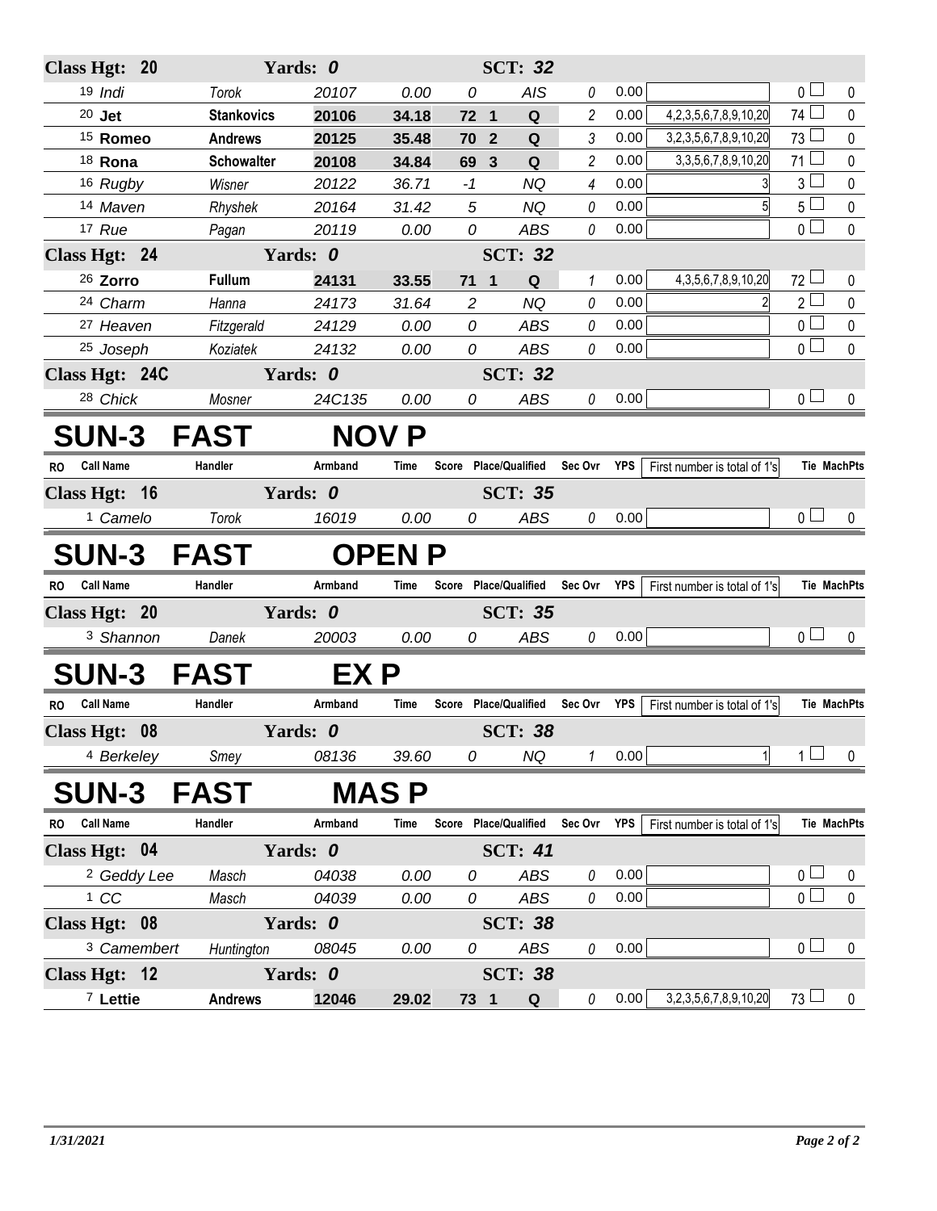| RO | Call Name | Handler | Armband | Time | Score | Place/Qualified | | Sec Ovr | YPS | First number is total of 1's | Tie | MachPts |
|---|---|---|---|---|---|---|---|---|---|---|---|---|
| **Class Hgt: 20** | | **Yards: 0** | | | | **SCT: 32** | | | | | | |
| 19 | Indi | Torok | 20107 | 0.00 | 0 | | AIS | 0 | 0.00 | | 0 | 0 |
| 20 | **Jet** | **Stankovics** | **20106** | **34.18** | **72** | **1** | **Q** | 2 | 0.00 | 4,2,3,5,6,7,8,9,10,20 | 74 | 0 |
| 15 | **Romeo** | **Andrews** | **20125** | **35.48** | **70** | **2** | **Q** | 3 | 0.00 | 3,2,3,5,6,7,8,9,10,20 | 73 | 0 |
| 18 | **Rona** | **Schowalter** | **20108** | **34.84** | **69** | **3** | **Q** | 2 | 0.00 | 3,3,5,6,7,8,9,10,20 | 71 | 0 |
| 16 | Rugby | Wisner | 20122 | 36.71 | -1 | | NQ | 4 | 0.00 | 3 | 3 | 0 |
| 14 | Maven | Rhyshek | 20164 | 31.42 | 5 | | NQ | 0 | 0.00 | 5 | 5 | 0 |
| 17 | Rue | Pagan | 20119 | 0.00 | 0 | | ABS | 0 | 0.00 | | 0 | 0 |
| **Class Hgt: 24** | | **Yards: 0** | | | | **SCT: 32** | | | | | | |
| 26 | **Zorro** | **Fullum** | **24131** | **33.55** | **71** | **1** | **Q** | 1 | 0.00 | 4,3,5,6,7,8,9,10,20 | 72 | 0 |
| 24 | Charm | Hanna | 24173 | 31.64 | 2 | | NQ | 0 | 0.00 | 2 | 2 | 0 |
| 27 | Heaven | Fitzgerald | 24129 | 0.00 | 0 | | ABS | 0 | 0.00 | | 0 | 0 |
| 25 | Joseph | Koziatek | 24132 | 0.00 | 0 | | ABS | 0 | 0.00 | | 0 | 0 |
| **Class Hgt: 24C** | | **Yards: 0** | | | | **SCT: 32** | | | | | | |
| 28 | Chick | Mosner | 24C135 | 0.00 | 0 | | ABS | 0 | 0.00 | | 0 | 0 |

# SUN-3 FAST NOV P

| RO | Call Name | Handler | Armband | Time | Score | Place/Qualified | | Sec Ovr | YPS | First number is total of 1's | Tie | MachPts |
|---|---|---|---|---|---|---|---|---|---|---|---|---|
| **Class Hgt: 16** | | **Yards: 0** | | | | **SCT: 35** | | | | | | |
| 1 | Camelo | Torok | 16019 | 0.00 | 0 | | ABS | 0 | 0.00 | | 0 | 0 |

# SUN-3 FAST OPEN P

| RO | Call Name | Handler | Armband | Time | Score | Place/Qualified | | Sec Ovr | YPS | First number is total of 1's | Tie | MachPts |
|---|---|---|---|---|---|---|---|---|---|---|---|---|
| **Class Hgt: 20** | | **Yards: 0** | | | | **SCT: 35** | | | | | | |
| 3 | Shannon | Danek | 20003 | 0.00 | 0 | | ABS | 0 | 0.00 | | 0 | 0 |

# SUN-3 FAST EX P

| RO | Call Name | Handler | Armband | Time | Score | Place/Qualified | | Sec Ovr | YPS | First number is total of 1's | Tie | MachPts |
|---|---|---|---|---|---|---|---|---|---|---|---|---|
| **Class Hgt: 08** | | **Yards: 0** | | | | **SCT: 38** | | | | | | |
| 4 | Berkeley | Smey | 08136 | 39.60 | 0 | | NQ | 1 | 0.00 | 1 | 1 | 0 |

# SUN-3 FAST MAS P

| RO | Call Name | Handler | Armband | Time | Score | Place/Qualified | | Sec Ovr | YPS | First number is total of 1's | Tie | MachPts |
|---|---|---|---|---|---|---|---|---|---|---|---|---|
| **Class Hgt: 04** | | **Yards: 0** | | | | **SCT: 41** | | | | | | |
| 2 | Geddy Lee | Masch | 04038 | 0.00 | 0 | | ABS | 0 | 0.00 | | 0 | 0 |
| 1 | CC | Masch | 04039 | 0.00 | 0 | | ABS | 0 | 0.00 | | 0 | 0 |
| **Class Hgt: 08** | | **Yards: 0** | | | | **SCT: 38** | | | | | | |
| 3 | Camembert | Huntington | 08045 | 0.00 | 0 | | ABS | 0 | 0.00 | | 0 | 0 |
| **Class Hgt: 12** | | **Yards: 0** | | | | **SCT: 38** | | | | | | |
| 7 | **Lettie** | **Andrews** | **12046** | **29.02** | **73** | **1** | **Q** | 0 | 0.00 | 3,2,3,5,6,7,8,9,10,20 | 73 | 0 |

*1/31/2021*